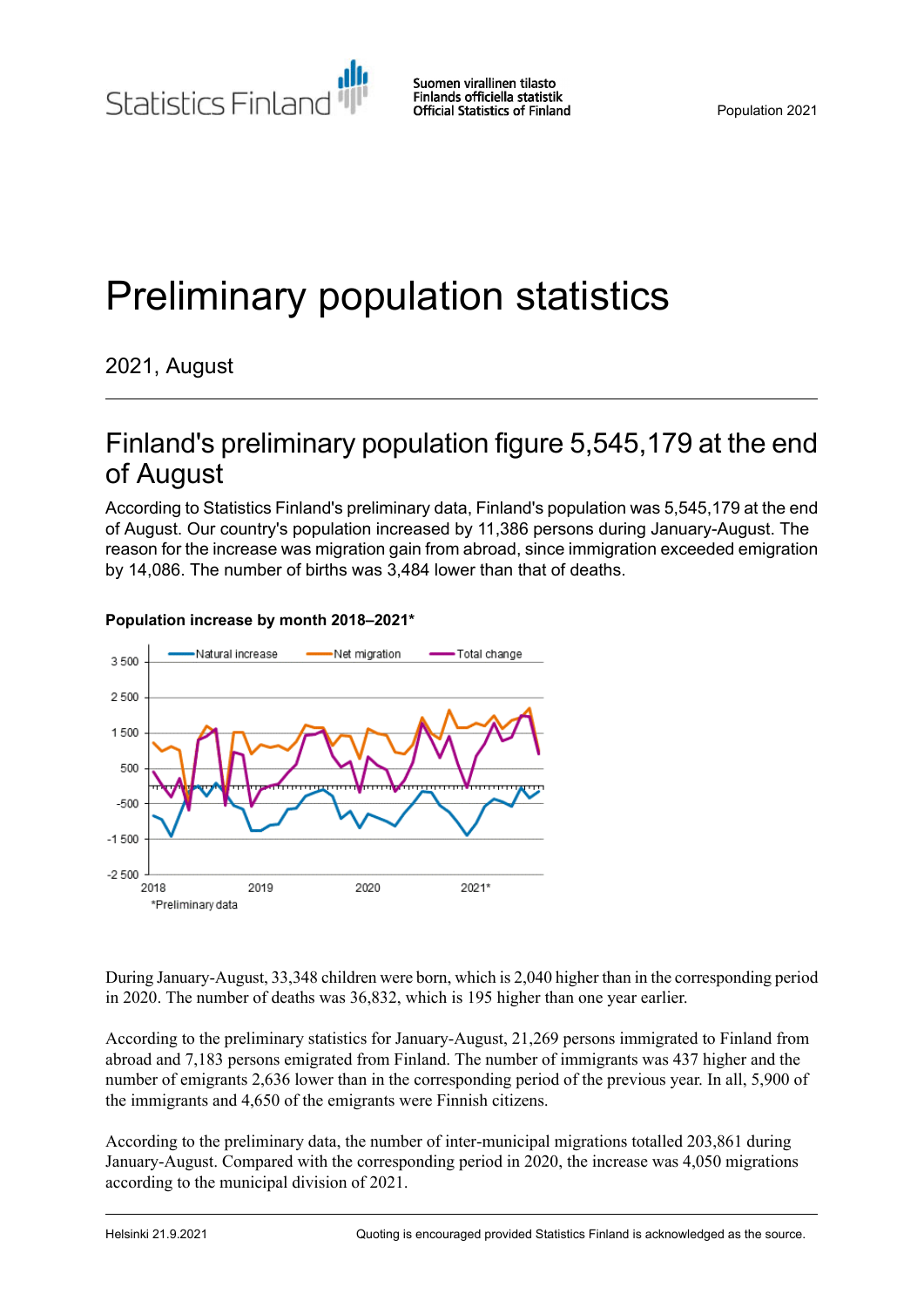Statistics Finland

Suomen virallinen tilasto
Finlands officiella statistik
Official Statistics of Finland

Population 2021

# Preliminary population statistics

2021, August

## Finland's preliminary population figure 5,545,179 at the end of August

According to Statistics Finland's preliminary data, Finland's population was 5,545,179 at the end of August. Our country's population increased by 11,386 persons during January-August. The reason for the increase was migration gain from abroad, since immigration exceeded emigration by 14,086. The number of births was 3,484 lower than that of deaths.

**Population increase by month 2018–2021***

*Preliminary data

During January-August, 33,348 children were born, which is 2,040 higher than in the corresponding period in 2020. The number of deaths was 36,832, which is 195 higher than one year earlier.

According to the preliminary statistics for January-August, 21,269 persons immigrated to Finland from abroad and 7,183 persons emigrated from Finland. The number of immigrants was 437 higher and the number of emigrants 2,636 lower than in the corresponding period of the previous year. In all, 5,900 of the immigrants and 4,650 of the emigrants were Finnish citizens.

According to the preliminary data, the number of inter-municipal migrations totalled 203,861 during January-August. Compared with the corresponding period in 2020, the increase was 4,050 migrations according to the municipal division of 2021.

Helsinki 21.9.2021 Quoting is encouraged provided Statistics Finland is acknowledged as the source.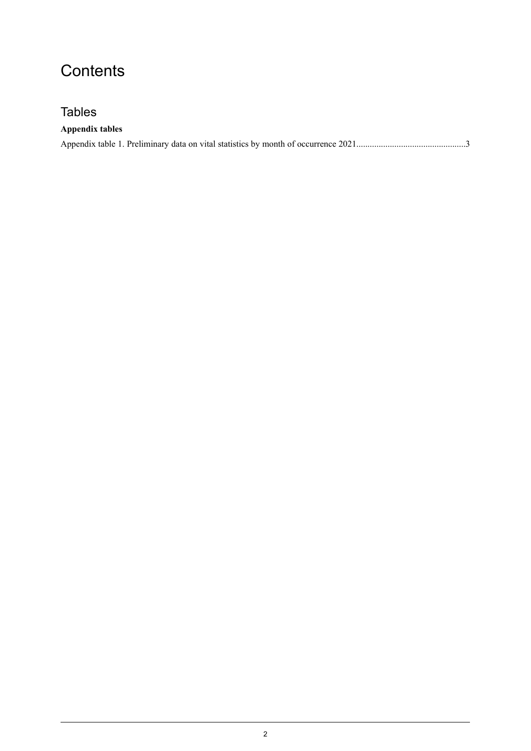# Contents

## Tables

**Appendix tables**

Appendix table 1. Preliminary data on vital statistics by month of occurrence 2021................................................3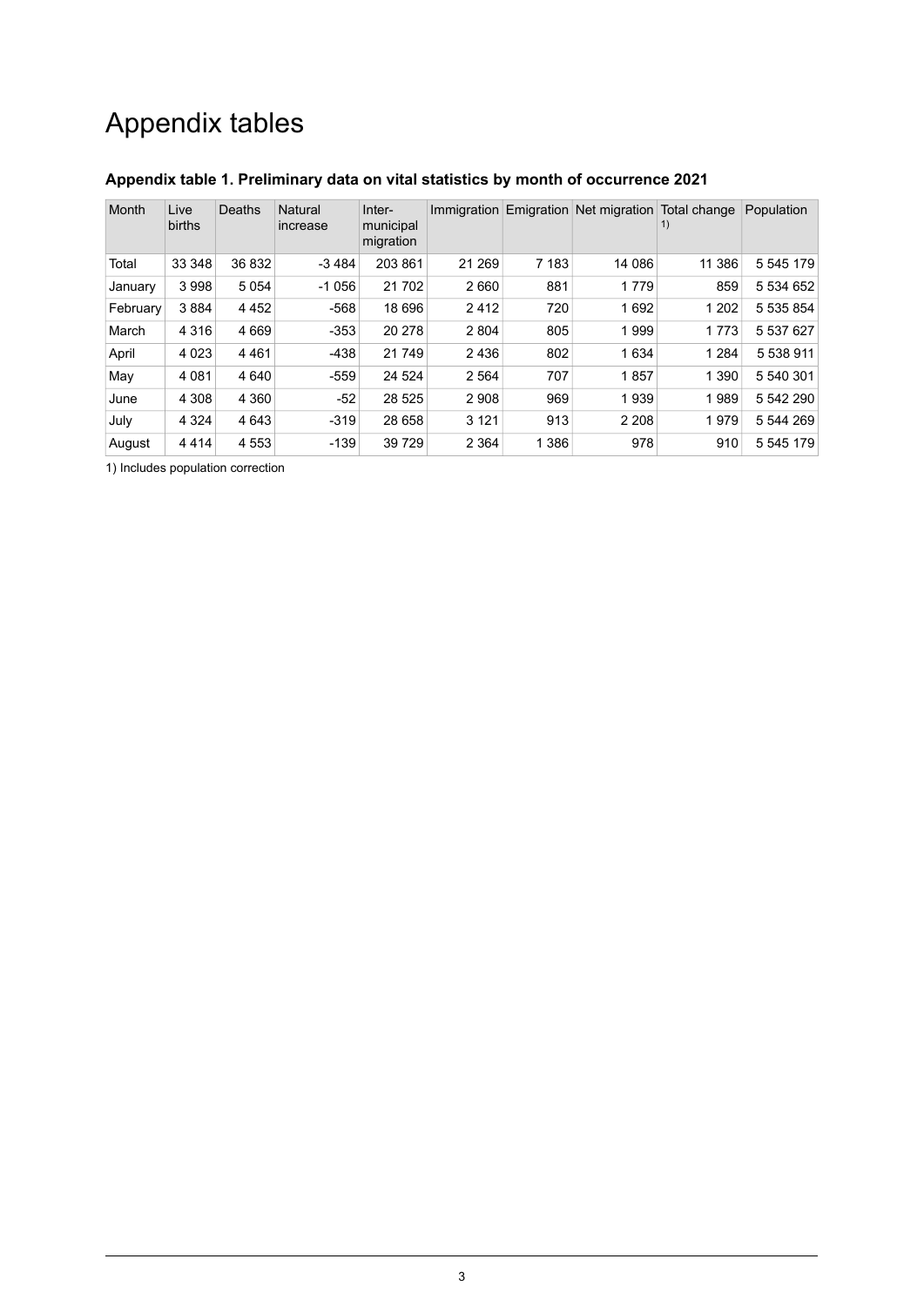# Appendix tables

### Appendix table 1. Preliminary data on vital statistics by month of occurrence 2021

| Month | Live births | Deaths | Natural increase | Inter-municipal migration | Immigration | Emigration | Net migration | Total change 1) | Population |
|---|---|---|---|---|---|---|---|---|---|
| Total | 33 348 | 36 832 | -3 484 | 203 861 | 21 269 | 7 183 | 14 086 | 11 386 | 5 545 179 |
| January | 3 998 | 5 054 | -1 056 | 21 702 | 2 660 | 881 | 1 779 | 859 | 5 534 652 |
| February | 3 884 | 4 452 | -568 | 18 696 | 2 412 | 720 | 1 692 | 1 202 | 5 535 854 |
| March | 4 316 | 4 669 | -353 | 20 278 | 2 804 | 805 | 1 999 | 1 773 | 5 537 627 |
| April | 4 023 | 4 461 | -438 | 21 749 | 2 436 | 802 | 1 634 | 1 284 | 5 538 911 |
| May | 4 081 | 4 640 | -559 | 24 524 | 2 564 | 707 | 1 857 | 1 390 | 5 540 301 |
| June | 4 308 | 4 360 | -52 | 28 525 | 2 908 | 969 | 1 939 | 1 989 | 5 542 290 |
| July | 4 324 | 4 643 | -319 | 28 658 | 3 121 | 913 | 2 208 | 1 979 | 5 544 269 |
| August | 4 414 | 4 553 | -139 | 39 729 | 2 364 | 1 386 | 978 | 910 | 5 545 179 |

1) Includes population correction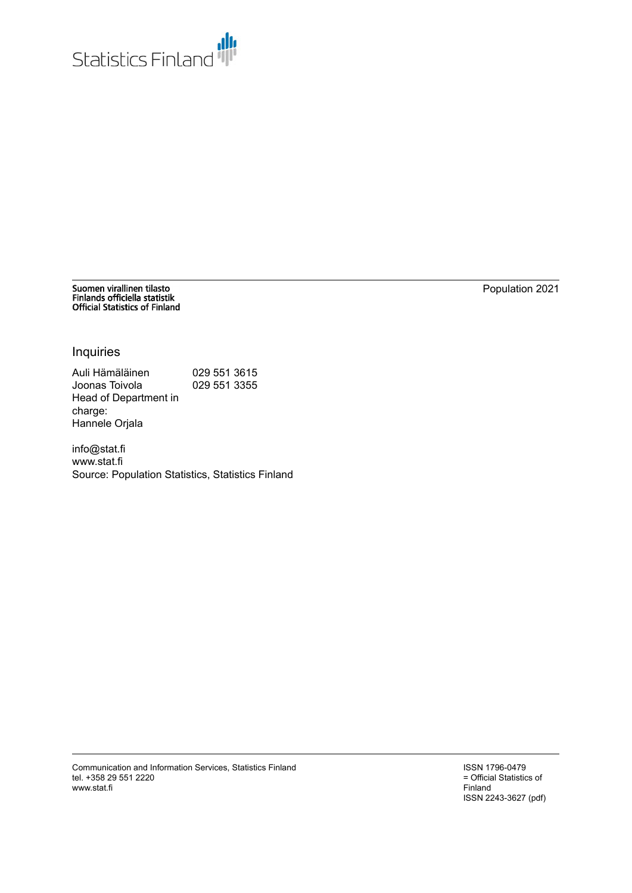Statistics Finland

Suomen virallinen tilasto
Finlands officiella statistik
Official Statistics of Finland

Population 2021

## Inquiries

| | |
|---|---|
| Auli Hämäläinen | 029 551 3615 |
| Joonas Toivola | 029 551 3355 |
| Head of Department in charge: | |
| Hannele Orjala | |

info@stat.fi
www.stat.fi
Source: Population Statistics, Statistics Finland

Communication and Information Services, Statistics Finland
tel. +358 29 551 2220
www.stat.fi

ISSN 1796-0479
= Official Statistics of Finland
ISSN 2243-3627 (pdf)